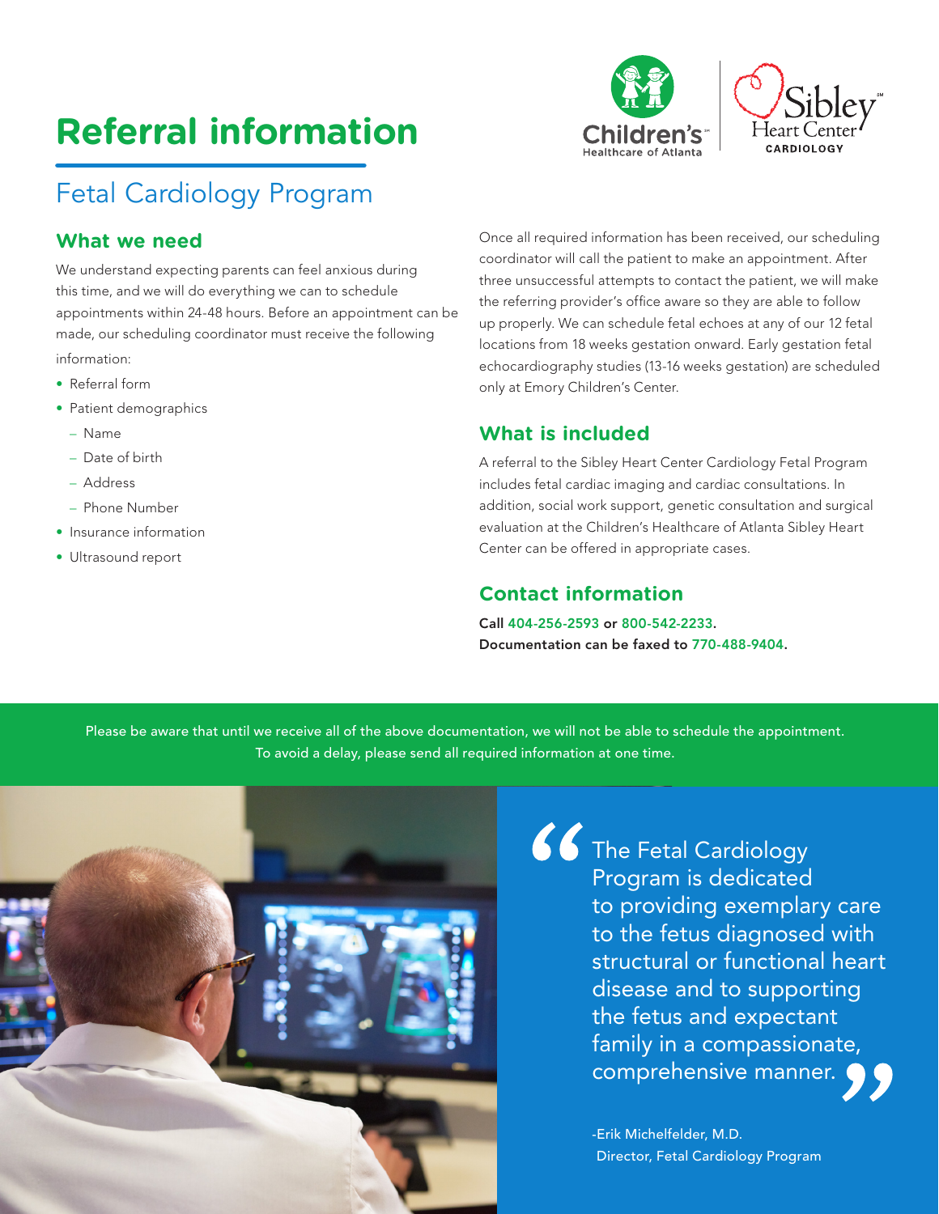# Referral information

## Fetal Cardiology Program

### What we need

We understand expecting parents can feel anxious during this time, and we will do everything we can to schedule appointments within 24-48 hours. Before an appointment can be made, our scheduling coordinator must receive the following information:

- Referral form
- Patient demographics
  - Name
  - Date of birth
  - Address
  - Phone Number
- Insurance information
- Ultrasound report

Once all required information has been received, our scheduling coordinator will call the patient to make an appointment. After three unsuccessful attempts to contact the patient, we will make the referring provider's office aware so they are able to follow up properly. We can schedule fetal echoes at any of our 12 fetal locations from 18 weeks gestation onward. Early gestation fetal echocardiography studies (13-16 weeks gestation) are scheduled only at Emory Children's Center.

### What is included

A referral to the Sibley Heart Center Cardiology Fetal Program includes fetal cardiac imaging and cardiac consultations. In addition, social work support, genetic consultation and surgical evaluation at the Children's Healthcare of Atlanta Sibley Heart Center can be offered in appropriate cases.

### Contact information

**Call 404-256-2593 or 800-542-2233.**
**Documentation can be faxed to 770-488-9404.**

Please be aware that until we receive all of the above documentation, we will not be able to schedule the appointment. To avoid a delay, please send all required information at one time.

> "The Fetal Cardiology Program is dedicated to providing exemplary care to the fetus diagnosed with structural or functional heart disease and to supporting the fetus and expectant family in a compassionate, comprehensive manner."
>
> -Erik Michelfelder, M.D.
> Director, Fetal Cardiology Program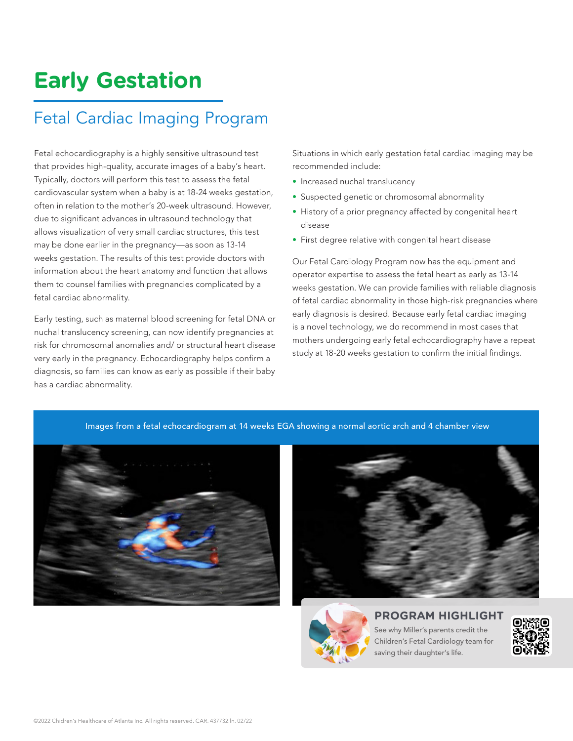# Early Gestation

## Fetal Cardiac Imaging Program

Fetal echocardiography is a highly sensitive ultrasound test that provides high-quality, accurate images of a baby's heart. Typically, doctors will perform this test to assess the fetal cardiovascular system when a baby is at 18-24 weeks gestation, often in relation to the mother's 20-week ultrasound. However, due to significant advances in ultrasound technology that allows visualization of very small cardiac structures, this test may be done earlier in the pregnancy—as soon as 13-14 weeks gestation. The results of this test provide doctors with information about the heart anatomy and function that allows them to counsel families with pregnancies complicated by a fetal cardiac abnormality.

Early testing, such as maternal blood screening for fetal DNA or nuchal translucency screening, can now identify pregnancies at risk for chromosomal anomalies and/ or structural heart disease very early in the pregnancy. Echocardiography helps confirm a diagnosis, so families can know as early as possible if their baby has a cardiac abnormality.

Situations in which early gestation fetal cardiac imaging may be recommended include:

- Increased nuchal translucency
- Suspected genetic or chromosomal abnormality
- History of a prior pregnancy affected by congenital heart disease
- First degree relative with congenital heart disease

Our Fetal Cardiology Program now has the equipment and operator expertise to assess the fetal heart as early as 13-14 weeks gestation. We can provide families with reliable diagnosis of fetal cardiac abnormality in those high-risk pregnancies where early diagnosis is desired. Because early fetal cardiac imaging is a novel technology, we do recommend in most cases that mothers undergoing early fetal echocardiography have a repeat study at 18-20 weeks gestation to confirm the initial findings.

Images from a fetal echocardiogram at 14 weeks EGA showing a normal aortic arch and 4 chamber view

### PROGRAM HIGHLIGHT

See why Miller's parents credit the Children's Fetal Cardiology team for saving their daughter's life.

©2022 Chidren's Healthcare of Atlanta Inc. All rights reserved. CAR. 437732.ln. 02/22